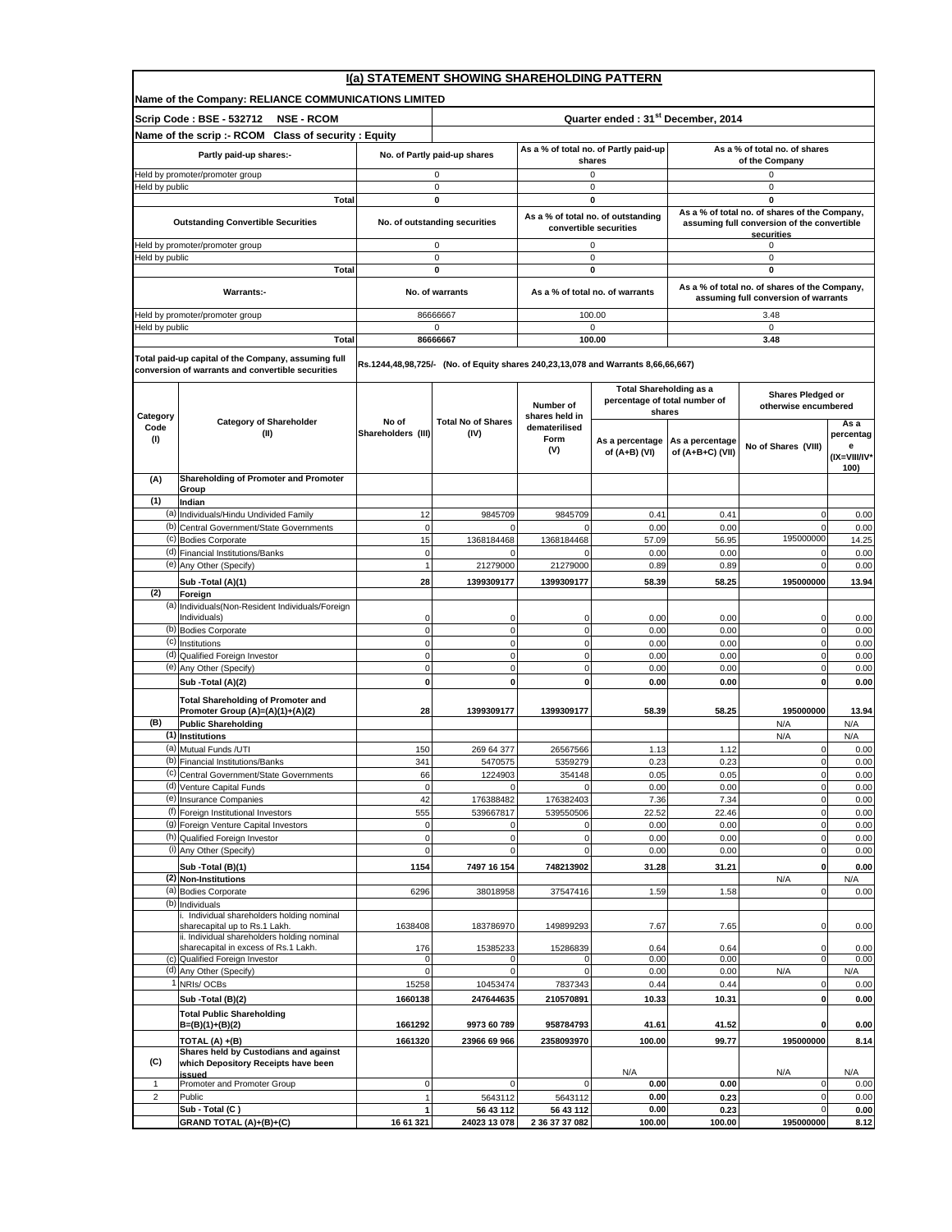# I(a) STATEMENT SHOWING SHAREHOLDING PATTERN

**Name of the Company: RELIANCE COMMUNICATIONS LIMITED**

**Scrip Code : BSE - 532712 NSE - RCOM** | **Quarter ended : 31st December, 2014**

**Name of the scrip :- RCOM Class of security : Equity**

| Partly paid-up shares:- | No. of Partly paid-up shares | As a % of total no. of Partly paid-up shares | As a % of total no. of shares of the Company |
|---|---|---|---|
| Held by promoter/promoter group | 0 | 0 | 0 |
| Held by public | 0 | 0 | 0 |
| **Total** | **0** | **0** | **0** |

| Outstanding Convertible Securities | No. of outstanding securities | As a % of total no. of outstanding convertible securities | As a % of total no. of shares of the Company, assuming full conversion of the convertible securities |
|---|---|---|---|
| Held by promoter/promoter group | 0 | 0 | 0 |
| Held by public | 0 | 0 | 0 |
| **Total** | **0** | **0** | **0** |

| Warrants:- | No. of warrants | As a % of total no. of warrants | As a % of total no. of shares of the Company, assuming full conversion of warrants |
|---|---|---|---|
| Held by promoter/promoter group | 86666667 | 100.00 | 3.48 |
| Held by public | 0 | 0 | 0 |
| **Total** | **86666667** | **100.00** | **3.48** |

**Total paid-up capital of the Company, assuming full conversion of warrants and convertible securities** — Rs.1244,48,98,725/- (No. of Equity shares 240,23,13,078 and Warrants 8,66,66,667)

| Category Code (I) | Category of Shareholder (II) | No of Shareholders (III) | Total No of Shares (IV) | Number of shares held in dematerilised Form (V) | Total Shareholding as a percentage of total number of shares: As a percentage of (A+B) (VI) | As a percentage of (A+B+C) (VII) | Shares Pledged or otherwise encumbered: No of Shares (VIII) | As a percentage (IX=VIII/IV*100) |
|---|---|---|---|---|---|---|---|---|
| **(A)** | **Shareholding of Promoter and Promoter Group** | | | | | | | |
| **(1)** | **Indian** | | | | | | | |
| (a) | Individuals/Hindu Undivided Family | 12 | 9845709 | 9845709 | 0.41 | 0.41 | 0 | 0.00 |
| (b) | Central Government/State Governments | 0 | 0 | 0 | 0.00 | 0.00 | 0 | 0.00 |
| (c) | Bodies Corporate | 15 | 1368184468 | 1368184468 | 57.09 | 56.95 | 195000000 | 14.25 |
| (d) | Financial Institutions/Banks | 0 | 0 | 0 | 0.00 | 0.00 | 0 | 0.00 |
| (e) | Any Other (Specify) | 1 | 21279000 | 21279000 | 0.89 | 0.89 | 0 | 0.00 |
| | **Sub -Total (A)(1)** | **28** | **1399309177** | **1399309177** | **58.39** | **58.25** | **195000000** | **13.94** |
| **(2)** | **Foreign** | | | | | | | |
| (a) | Individuals(Non-Resident Individuals/Foreign Individuals) | 0 | 0 | 0 | 0.00 | 0.00 | 0 | 0.00 |
| (b) | Bodies Corporate | 0 | 0 | 0 | 0.00 | 0.00 | 0 | 0.00 |
| (c) | Institutions | 0 | 0 | 0 | 0.00 | 0.00 | 0 | 0.00 |
| (d) | Qualified Foreign Investor | 0 | 0 | 0 | 0.00 | 0.00 | 0 | 0.00 |
| (e) | Any Other (Specify) | 0 | 0 | 0 | 0.00 | 0.00 | 0 | 0.00 |
| | **Sub -Total (A)(2)** | **0** | **0** | **0** | **0.00** | **0.00** | **0** | **0.00** |
| | **Total Shareholding of Promoter and Promoter Group (A)=(A)(1)+(A)(2)** | **28** | **1399309177** | **1399309177** | **58.39** | **58.25** | **195000000** | **13.94** |
| **(B)** | **Public Shareholding** | | | | | | N/A | N/A |
| **(1)** | **Institutions** | | | | | | N/A | N/A |
| (a) | Mutual Funds /UTI | 150 | 269 64 377 | 26567566 | 1.13 | 1.12 | 0 | 0.00 |
| (b) | Financial Institutions/Banks | 341 | 5470575 | 5359279 | 0.23 | 0.23 | 0 | 0.00 |
| (c) | Central Government/State Governments | 66 | 1224903 | 354148 | 0.05 | 0.05 | 0 | 0.00 |
| (d) | Venture Capital Funds | 0 | 0 | 0 | 0.00 | 0.00 | 0 | 0.00 |
| (e) | Insurance Companies | 42 | 176388482 | 176382403 | 7.36 | 7.34 | 0 | 0.00 |
| (f) | Foreign Institutional Investors | 555 | 539667817 | 539550506 | 22.52 | 22.46 | 0 | 0.00 |
| (g) | Foreign Venture Capital Investors | 0 | 0 | 0 | 0.00 | 0.00 | 0 | 0.00 |
| (h) | Qualified Foreign Investor | 0 | 0 | 0 | 0.00 | 0.00 | 0 | 0.00 |
| (i) | Any Other (Specify) | 0 | 0 | 0 | 0.00 | 0.00 | 0 | 0.00 |
| | **Sub -Total (B)(1)** | **1154** | **7497 16 154** | **748213902** | **31.28** | **31.21** | **0** | **0.00** |
| **(2)** | **Non-Institutions** | | | | | | N/A | N/A |
| (a) | Bodies Corporate | 6296 | 38018958 | 37547416 | 1.59 | 1.58 | 0 | 0.00 |
| (b) | Individuals | | | | | | | |
| | i. Individual shareholders holding nominal sharecapital up to Rs.1 Lakh. | 1638408 | 183786970 | 149899293 | 7.67 | 7.65 | 0 | 0.00 |
| | ii. Individual shareholders holding nominal sharecapital in excess of Rs.1 Lakh. | 176 | 15385233 | 15286839 | 0.64 | 0.64 | 0 | 0.00 |
| (c) | Qualified Foreign Investor | 0 | 0 | 0 | 0.00 | 0.00 | 0 | 0.00 |
| (d) | Any Other (Specify) | 0 | 0 | 0 | 0.00 | 0.00 | N/A | N/A |
| 1 | NRIs/ OCBs | 15258 | 10453474 | 7837343 | 0.44 | 0.44 | 0 | 0.00 |
| | **Sub -Total (B)(2)** | **1660138** | **247644635** | **210570891** | **10.33** | **10.31** | **0** | **0.00** |
| | **Total Public Shareholding B=(B)(1)+(B)(2)** | **1661292** | **9973 60 789** | **958784793** | **41.61** | **41.52** | **0** | **0.00** |
| | **TOTAL (A) +(B)** | **1661320** | **23966 69 966** | **2358093970** | **100.00** | **99.77** | **195000000** | **8.14** |
| **(C)** | **Shares held by Custodians and against which Depository Receipts have been issued** | | | | N/A | | N/A | N/A |
| 1 | Promoter and Promoter Group | 0 | 0 | 0 | **0.00** | **0.00** | 0 | 0.00 |
| 2 | Public | 1 | 5643112 | 5643112 | **0.00** | **0.23** | 0 | 0.00 |
| | **Sub - Total (C )** | **1** | **56 43 112** | **56 43 112** | **0.00** | **0.23** | 0 | **0.00** |
| | **GRAND TOTAL (A)+(B)+(C)** | **16 61 321** | **24023 13 078** | **2 36 37 37 082** | **100.00** | **100.00** | **195000000** | **8.12** |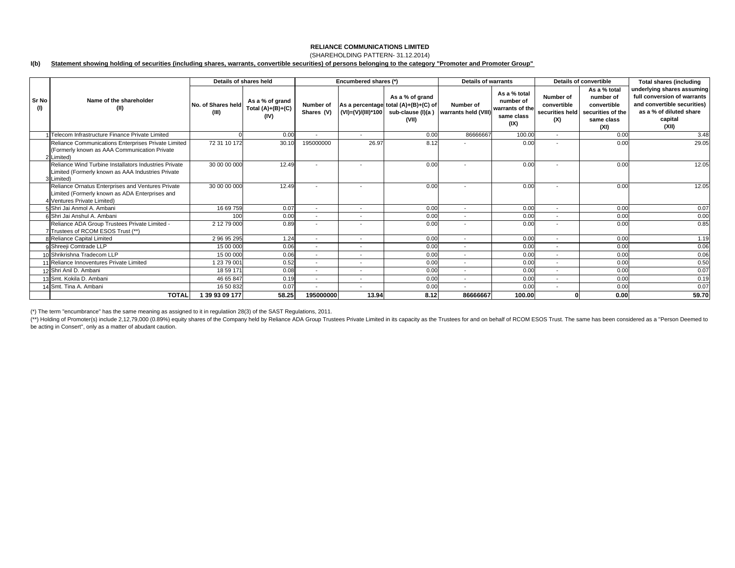**RELIANCE COMMUNICATIONS LIMITED**

(SHAREHOLDING PATTERN- 31.12.2014)

**I(b) Statement showing holding of securities (including shares, warrants, convertible securities) of persons belonging to the category "Promoter and Promoter Group"**

| Sr No (I) | Name of the shareholder (II) | Details of shares held | | Encumbered shares (*) | | | Details of warrants | | Details of convertible | | Total shares (including underlying shares assuming full conversion of warrants and convertible securities) as a % of diluted share capital (XII) |
|---|---|---|---|---|---|---|---|---|---|---|---|
| | | No. of Shares held (III) | As a % of grand Total (A)+(B)+(C) (IV) | Number of Shares (V) | As a percentage (VI)=(V)/(III)*100 | As a % of grand total (A)+(B)+(C) of sub-clause (I)(a ) (VII) | Number of warrants held (VIII) | As a % total number of warrants of the same class (IX) | Number of convertible securities held (X) | As a % total number of convertible securities of the same class (XI) | |
| 1 | Telecom Infrastructure Finance Private Limited | 0 | 0.00 | - | - | 0.00 | 86666667 | 100.00 | - | 0.00 | 3.48 |
| 2 | Reliance Communications Enterprises Private Limited (Formerly known as AAA Communication Private Limited) | 72 31 10 172 | 30.10 | 195000000 | 26.97 | 8.12 | - | 0.00 | - | 0.00 | 29.05 |
| 3 | Reliance Wind Turbine Installators Industries Private Limited (Formerly known as AAA Industries Private Limited) | 30 00 00 000 | 12.49 | - | - | 0.00 | - | 0.00 | - | 0.00 | 12.05 |
| 4 | Reliance Ornatus Enterprises and Ventures Private Limited (Formerly known as ADA Enterprises and Ventures Private Limited) | 30 00 00 000 | 12.49 | - | - | 0.00 | - | 0.00 | - | 0.00 | 12.05 |
| 5 | Shri Jai Anmol A. Ambani | 16 69 759 | 0.07 | - | - | 0.00 | - | 0.00 | - | 0.00 | 0.07 |
| 6 | Shri Jai Anshul A. Ambani | 100 | 0.00 | - | - | 0.00 | - | 0.00 | - | 0.00 | 0.00 |
| 7 | Reliance ADA Group Trustees Private Limited - Trustees of RCOM ESOS Trust (**) | 2 12 79 000 | 0.89 | - | - | 0.00 | - | 0.00 | - | 0.00 | 0.85 |
| 8 | Reliance Capital Limited | 2 96 95 295 | 1.24 | - | - | 0.00 | - | 0.00 | - | 0.00 | 1.19 |
| 9 | Shreeji Comtrade LLP | 15 00 000 | 0.06 | - | - | 0.00 | - | 0.00 | - | 0.00 | 0.06 |
| 10 | Shrikrishna Tradecom LLP | 15 00 000 | 0.06 | - | - | 0.00 | - | 0.00 | - | 0.00 | 0.06 |
| 11 | Reliance Innoventures Private Limited | 1 23 79 001 | 0.52 | - | - | 0.00 | - | 0.00 | - | 0.00 | 0.50 |
| 12 | Shri Anil D. Ambani | 18 59 171 | 0.08 | - | - | 0.00 | - | 0.00 | - | 0.00 | 0.07 |
| 13 | Smt. Kokila D. Ambani | 46 65 847 | 0.19 | - | - | 0.00 | - | 0.00 | - | 0.00 | 0.19 |
| 14 | Smt. Tina A. Ambani | 16 50 832 | 0.07 | - | - | 0.00 | - | 0.00 | - | 0.00 | 0.07 |
| | **TOTAL** | **1 39 93 09 177** | **58.25** | **195000000** | **13.94** | **8.12** | **86666667** | **100.00** | **0** | **0.00** | **59.70** |

(*) The term "encumbrance" has the same meaning as assigned to it in regulatiion 28(3) of the SAST Regulations, 2011.

(**) Holding of Promoter(s) include 2,12,79,000 (0.89%) equity shares of the Company held by Reliance ADA Group Trustees Private Limited in its capacity as the Trustees for and on behalf of RCOM ESOS Trust. The same has been considered as a "Person Deemed to be acting in Consert", only as a matter of abudant caution.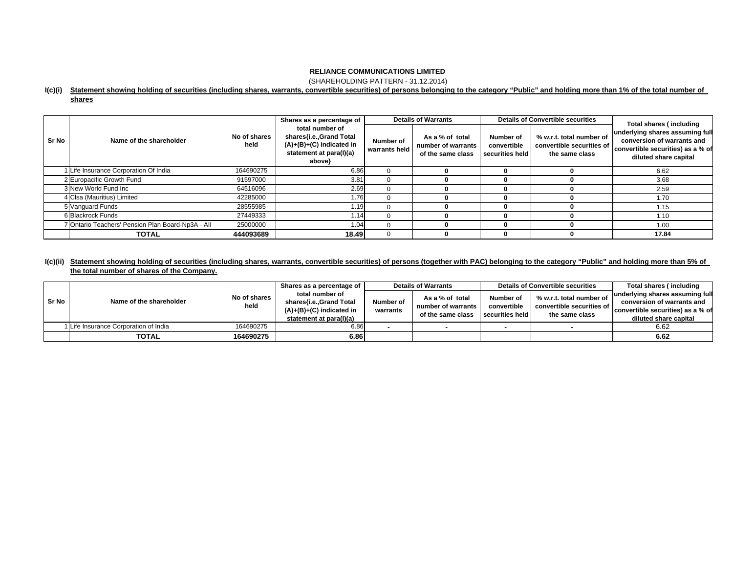**RELIANCE COMMUNICATIONS LIMITED**

(SHAREHOLDING PATTERN - 31.12.2014)

**I(c)(i) Statement showing holding of securities (including shares, warrants, convertible securities) of persons belonging to the category "Public" and holding more than 1% of the total number of shares**

| Sr No | Name of the shareholder | No of shares held | Shares as a percentage of total number of shares{i.e.,Grand Total (A)+(B)+(C) indicated in statement at para(I)(a) above} | Details of Warrants | | Details of Convertible securities | | Total shares ( including underlying shares assuming full conversion of warrants and convertible securities) as a % of diluted share capital |
|---|---|---|---|---|---|---|---|---|
| | | | | Number of warrants held | As a % of total number of warrants of the same class | Number of convertible securities held | % w.r.t. total number of convertible securities of the same class | |
| 1 | Life Insurance Corporation Of India | 164690275 | 6.86 | 0 | 0 | 0 | 0 | 6.62 |
| 2 | Europacific Growth Fund | 91597000 | 3.81 | 0 | 0 | 0 | 0 | 3.68 |
| 3 | New World Fund Inc | 64516096 | 2.69 | 0 | 0 | 0 | 0 | 2.59 |
| 4 | Clsa (Mauritius) Limited | 42285000 | 1.76 | 0 | 0 | 0 | 0 | 1.70 |
| 5 | Vanguard Funds | 28555985 | 1.19 | 0 | 0 | 0 | 0 | 1.15 |
| 6 | Blackrock Funds | 27449333 | 1.14 | 0 | 0 | 0 | 0 | 1.10 |
| 7 | Ontario Teachers' Pension Plan Board-Np3A - All | 25000000 | 1.04 | 0 | 0 | 0 | 0 | 1.00 |
| | **TOTAL** | **444093689** | **18.49** | 0 | 0 | 0 | 0 | **17.84** |

**I(c)(ii) Statement showing holding of securities (including shares, warrants, convertible securities) of persons (together with PAC) belonging to the category "Public" and holding more than 5% of the total number of shares of the Company.**

| Sr No | Name of the shareholder | No of shares held | Shares as a percentage of total number of shares{i.e.,Grand Total (A)+(B)+(C) indicated in statement at para(I)(a) | Details of Warrants | | Details of Convertible securities | | Total shares ( including underlying shares assuming full conversion of warrants and convertible securities) as a % of diluted share capital |
|---|---|---|---|---|---|---|---|---|
| | | | | Number of warrants | As a % of total number of warrants of the same class | Number of convertible securities held | % w.r.t. total number of convertible securities of the same class | |
| 1 | Life Insurance Corporation of India | 164690275 | 6.86 | - | - | - | - | 6.62 |
| | **TOTAL** | **164690275** | **6.86** | | | | | **6.62** |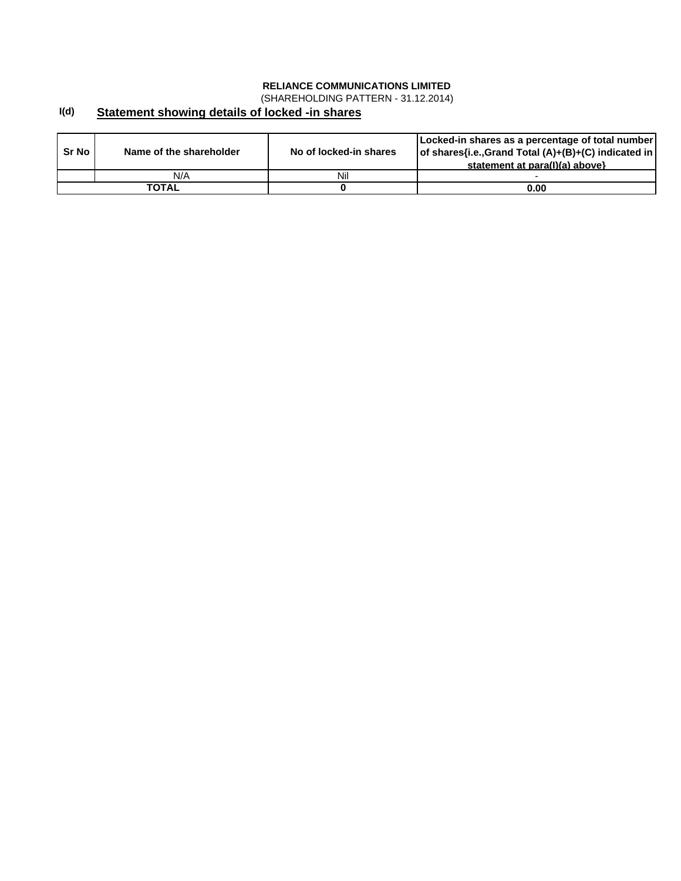**RELIANCE COMMUNICATIONS LIMITED**

(SHAREHOLDING PATTERN - 31.12.2014)

## I(d) Statement showing details of locked -in shares

| Sr No | Name of the shareholder | No of locked-in shares | Locked-in shares as a percentage of total number of shares{i.e.,Grand Total (A)+(B)+(C) indicated in statement at para(I)(a) above} |
|---|---|---|---|
| | N/A | Nil | - |
| **TOTAL** | | **0** | **0.00** |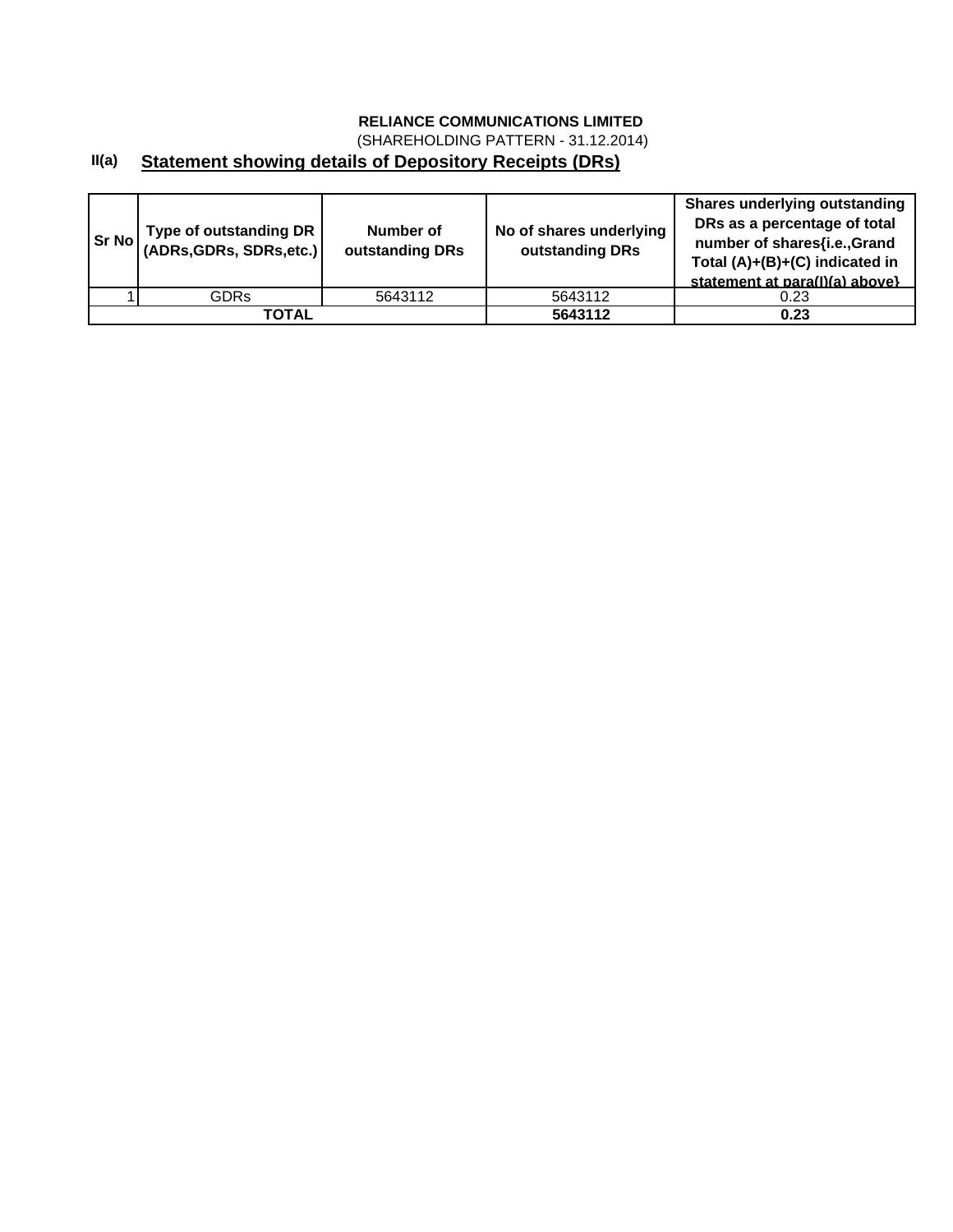**RELIANCE COMMUNICATIONS LIMITED**

(SHAREHOLDING PATTERN - 31.12.2014)

## II(a) Statement showing details of Depository Receipts (DRs)

| Sr No | Type of outstanding DR (ADRs,GDRs, SDRs,etc.) | Number of outstanding DRs | No of shares underlying outstanding DRs | Shares underlying outstanding DRs as a percentage of total number of shares{i.e.,Grand Total (A)+(B)+(C) indicated in statement at para(I)(a) above} |
|---|---|---|---|---|
| 1 | GDRs | 5643112 | 5643112 | 0.23 |
| **TOTAL** | | | **5643112** | **0.23** |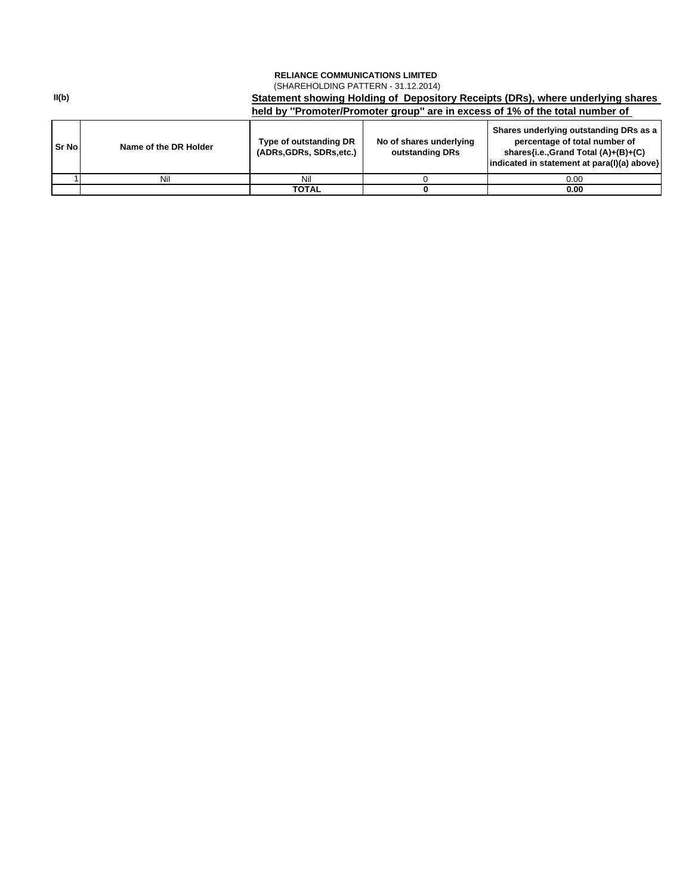**RELIANCE COMMUNICATIONS LIMITED**

(SHAREHOLDING PATTERN - 31.12.2014)

**II(b)**

**Statement showing Holding of Depository Receipts (DRs), where underlying shares held by "Promoter/Promoter group" are in excess of 1% of the total number of**

| Sr No | Name of the DR Holder | Type of outstanding DR (ADRs,GDRs, SDRs,etc.) | No of shares underlying outstanding DRs | Shares underlying outstanding DRs as a percentage of total number of shares{i.e.,Grand Total (A)+(B)+(C) indicated in statement at para(I)(a) above} |
|---|---|---|---|---|
| 1 | Nil | Nil | 0 | 0.00 |
| | | **TOTAL** | **0** | **0.00** |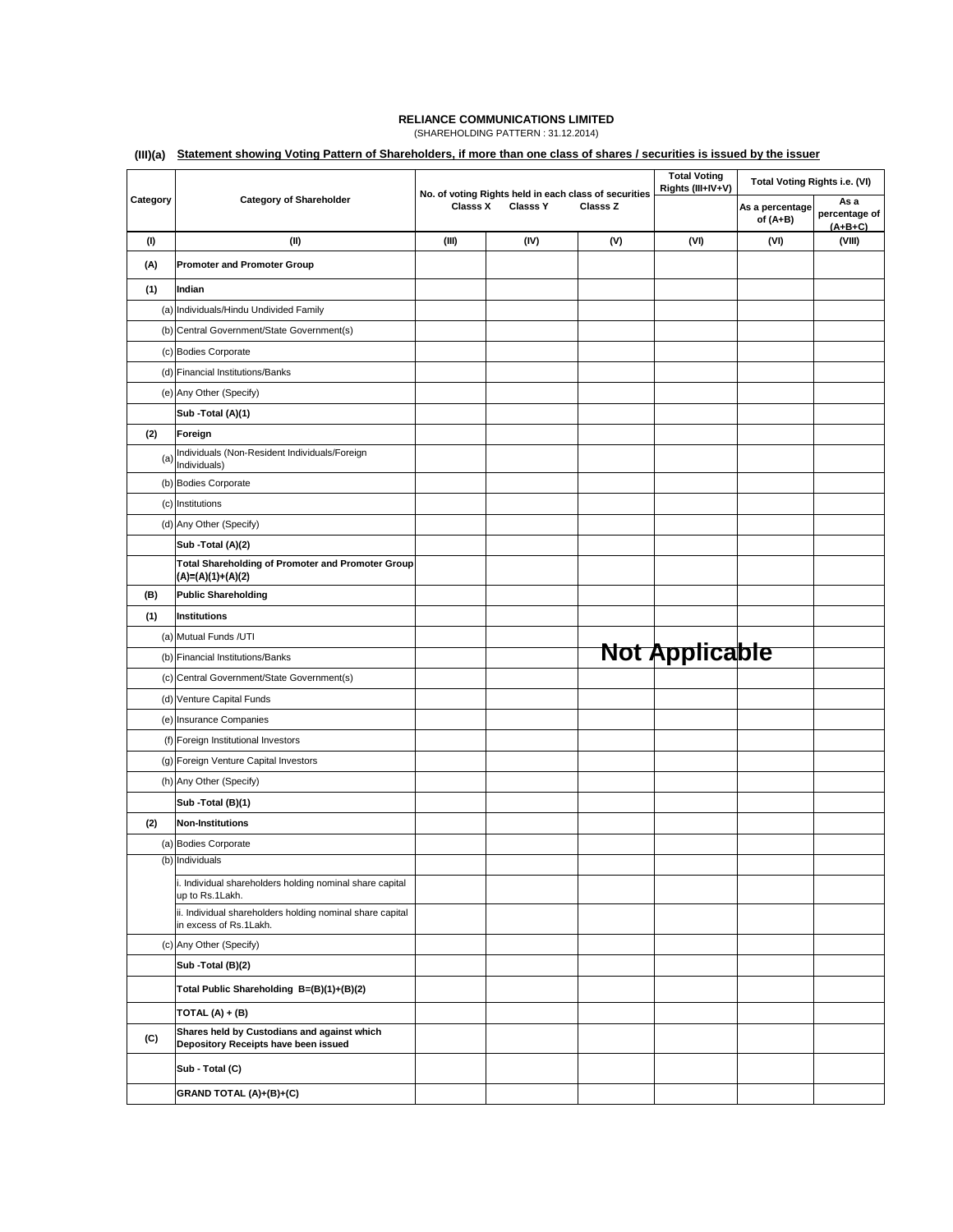# RELIANCE COMMUNICATIONS LIMITED

(SHAREHOLDING PATTERN : 31.12.2014)

**(III)(a) Statement showing Voting Pattern of Shareholders, if more than one class of shares / securities is issued by the issuer**

| Category | Category of Shareholder | No. of voting Rights held in each class of securities | | | Total Voting Rights (III+IV+V) | Total Voting Rights i.e. (VI) | |
|---|---|---|---|---|---|---|---|
| | | Classs X | Classs Y | Classs Z | | As a percentage of (A+B) | As a percentage of (A+B+C) |
| (I) | (II) | (III) | (IV) | (V) | (VI) | (VI) | (VIII) |
| (A) | **Promoter and Promoter Group** | | | | | | |
| (1) | **Indian** | | | | | | |
| (a) | Individuals/Hindu Undivided Family | | | | | | |
| (b) | Central Government/State Government(s) | | | | | | |
| (c) | Bodies Corporate | | | | | | |
| (d) | Financial Institutions/Banks | | | | | | |
| (e) | Any Other (Specify) | | | | | | |
| | **Sub -Total (A)(1)** | | | | | | |
| (2) | **Foreign** | | | | | | |
| (a) | Individuals (Non-Resident Individuals/Foreign Individuals) | | | | | | |
| (b) | Bodies Corporate | | | | | | |
| (c) | Institutions | | | | | | |
| (d) | Any Other (Specify) | | | | | | |
| | **Sub -Total (A)(2)** | | | | | | |
| | **Total Shareholding of Promoter and Promoter Group (A)=(A)(1)+(A)(2)** | | | | | | |
| (B) | **Public Shareholding** | | | | | | |
| (1) | **Institutions** | | | | | | |
| (a) | Mutual Funds /UTI | | | | | | |
| (b) | Financial Institutions/Banks | | | | **Not Applicable** | | |
| (c) | Central Government/State Government(s) | | | | | | |
| (d) | Venture Capital Funds | | | | | | |
| (e) | Insurance Companies | | | | | | |
| (f) | Foreign Institutional Investors | | | | | | |
| (g) | Foreign Venture Capital Investors | | | | | | |
| (h) | Any Other (Specify) | | | | | | |
| | **Sub -Total (B)(1)** | | | | | | |
| (2) | **Non-Institutions** | | | | | | |
| (a) | Bodies Corporate | | | | | | |
| (b) | Individuals | | | | | | |
| | i. Individual shareholders holding nominal share capital up to Rs.1Lakh. | | | | | | |
| | ii. Individual shareholders holding nominal share capital in excess of Rs.1Lakh. | | | | | | |
| (c) | Any Other (Specify) | | | | | | |
| | **Sub -Total (B)(2)** | | | | | | |
| | **Total Public Shareholding B=(B)(1)+(B)(2)** | | | | | | |
| | **TOTAL (A) + (B)** | | | | | | |
| (C) | **Shares held by Custodians and against which Depository Receipts have been issued** | | | | | | |
| | **Sub - Total (C)** | | | | | | |
| | **GRAND TOTAL (A)+(B)+(C)** | | | | | | |